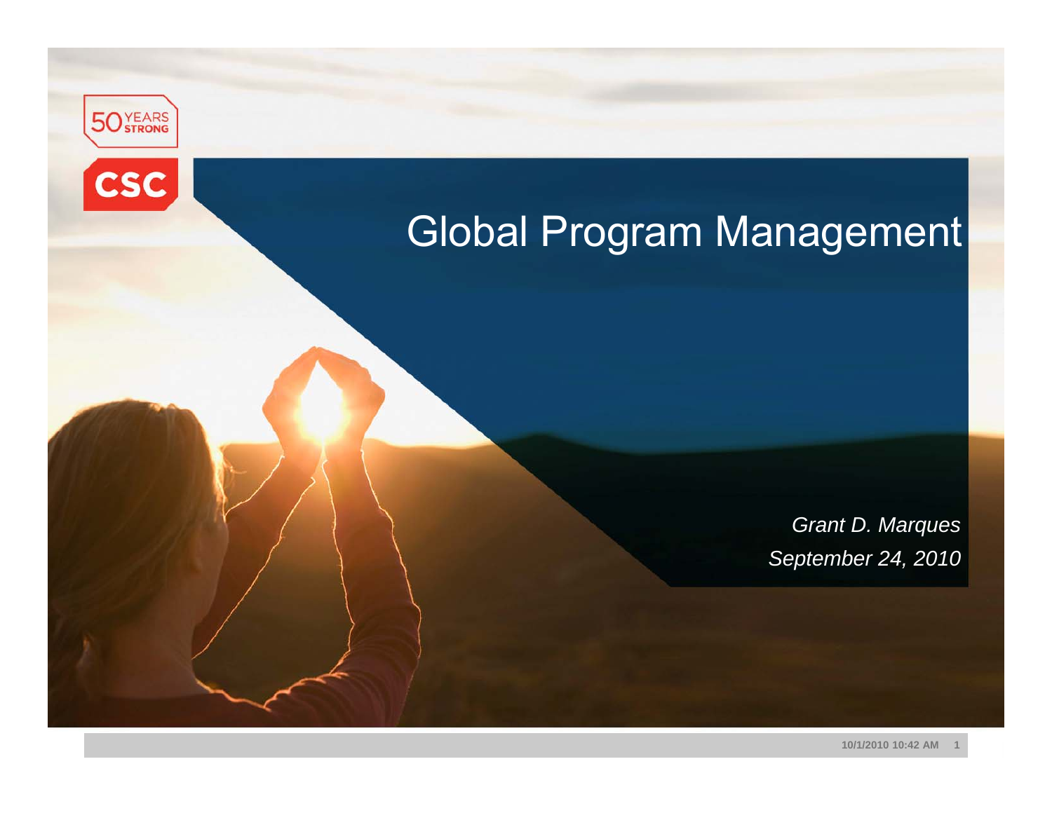50 YEARS STRONG

CSC

# Global Program Management

*Grant D. Marques*

*September 24, 2010*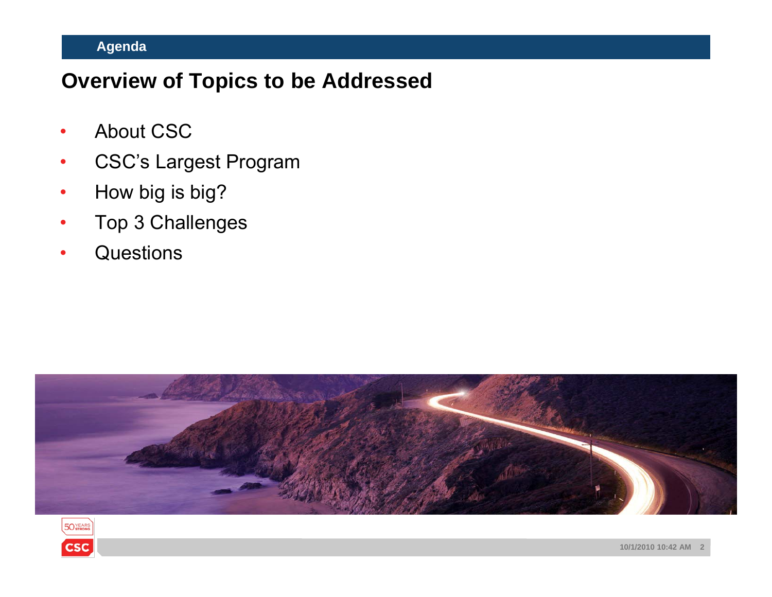Agenda

## Overview of Topics to be Addressed

- About CSC
- CSC's Largest Program
- How big is big?
- Top 3 Challenges
- Questions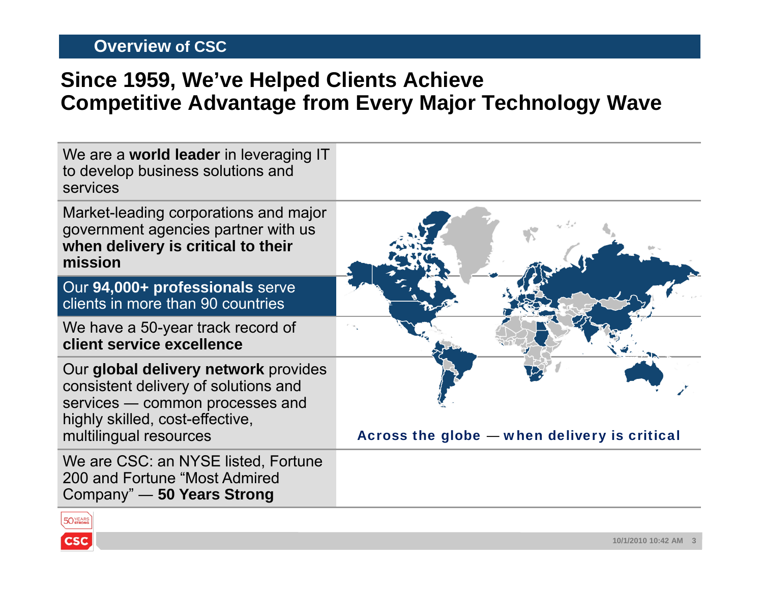## Overview of CSC

# Since 1959, We've Helped Clients Achieve Competitive Advantage from Every Major Technology Wave

We are a **world leader** in leveraging IT to develop business solutions and services

Market-leading corporations and major government agencies partner with us **when delivery is critical to their mission**

Our **94,000+ professionals** serve clients in more than 90 countries

We have a 50-year track record of **client service excellence**

Our **global delivery network** provides consistent delivery of solutions and services — common processes and highly skilled, cost-effective, multilingual resources

We are CSC: an NYSE listed, Fortune 200 and Fortune "Most Admired Company" — **50 Years Strong**

Across the globe — when delivery is critical

10/1/2010 10:42 AM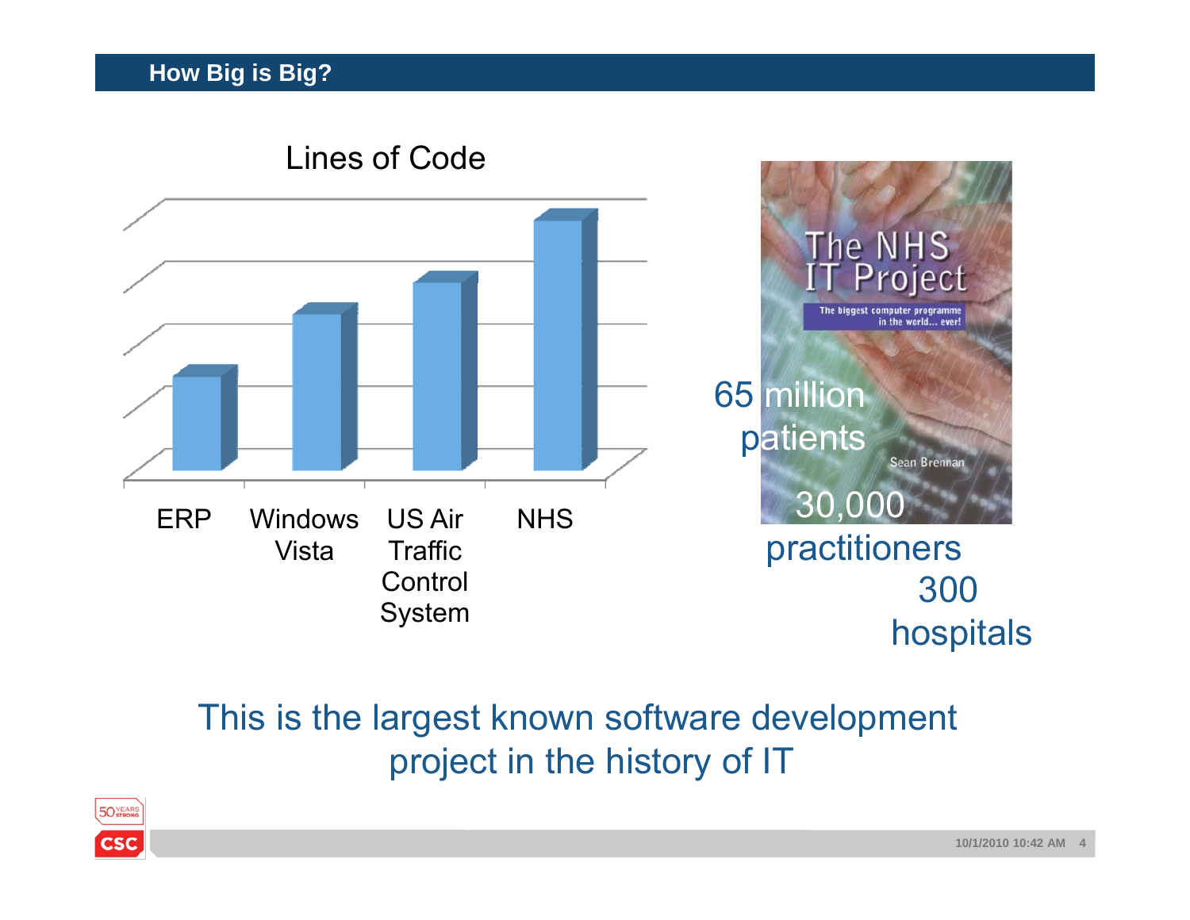## How Big is Big?

**Lines of Code**

ERP | Windows Vista | US Air Traffic Control System | NHS

The NHS IT Project — The biggest computer programme in the world... ever! — Sean Brennan

65 million patients

30,000 practitioners

300 hospitals

This is the largest known software development project in the history of IT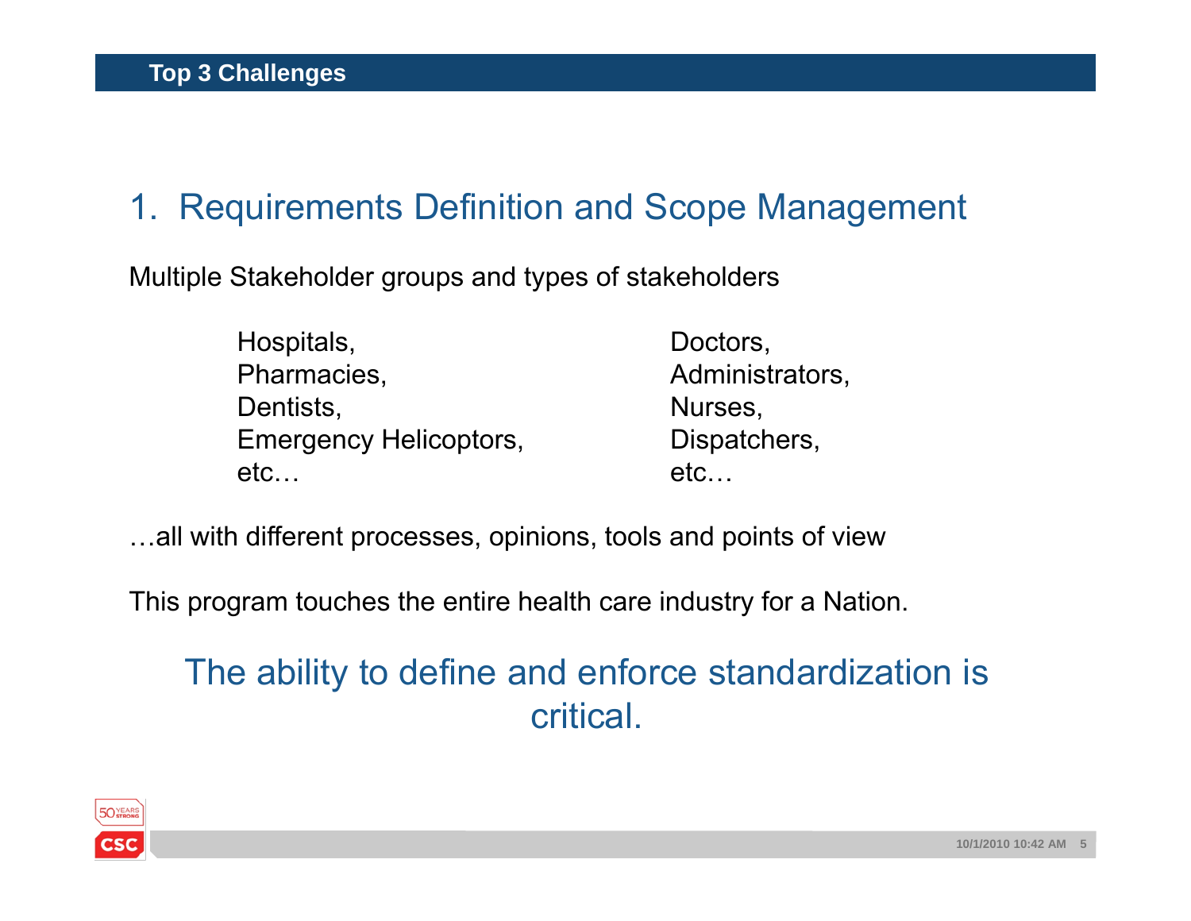## Top 3 Challenges

### 1. Requirements Definition and Scope Management

Multiple Stakeholder groups and types of stakeholders

| | |
|---|---|
| Hospitals, | Doctors, |
| Pharmacies, | Administrators, |
| Dentists, | Nurses, |
| Emergency Helicoptors, | Dispatchers, |
| etc… | etc… |

…all with different processes, opinions, tools and points of view

This program touches the entire health care industry for a Nation.

The ability to define and enforce standardization is critical.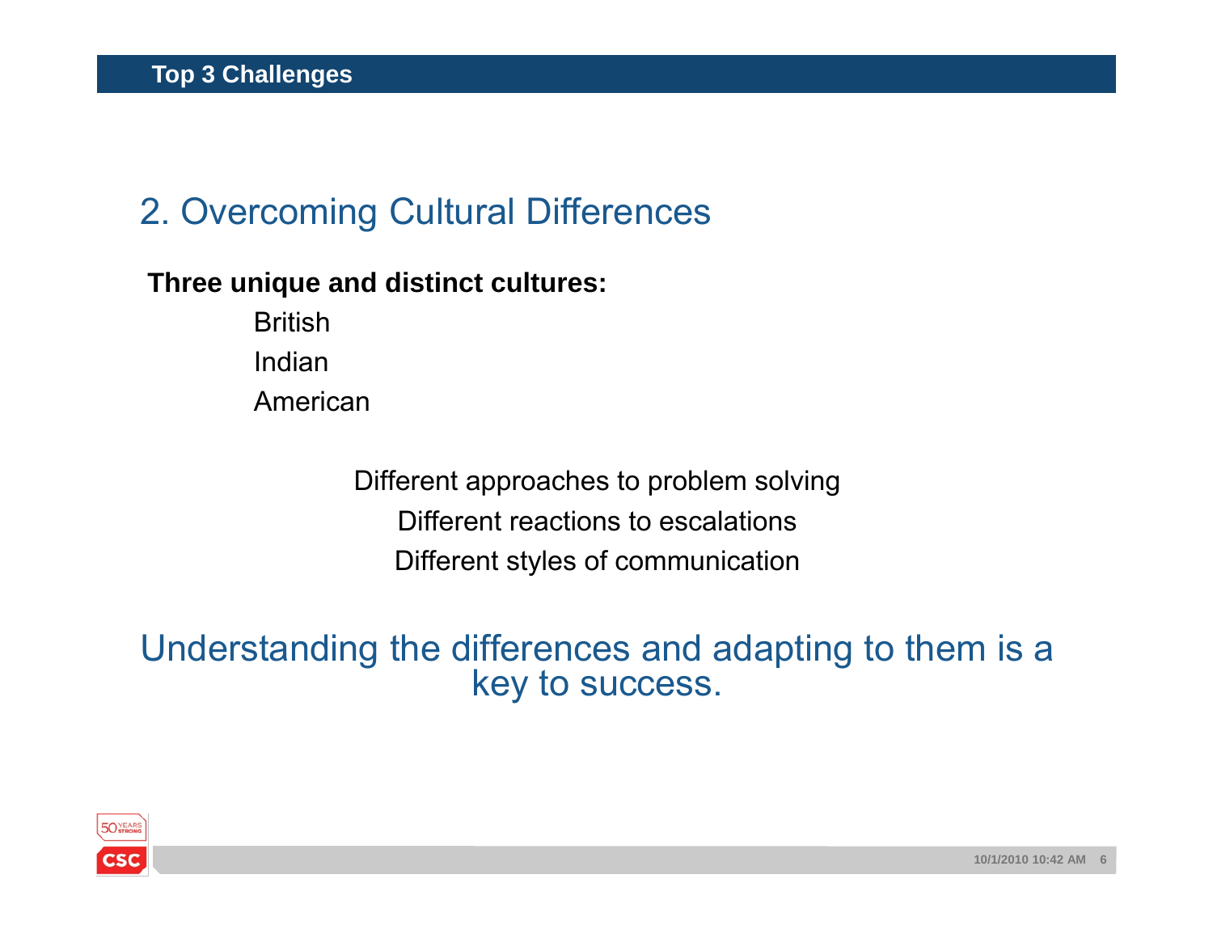# Top 3 Challenges

## 2. Overcoming Cultural Differences

**Three unique and distinct cultures:**

- British
- Indian
- American

Different approaches to problem solving

Different reactions to escalations

Different styles of communication

Understanding the differences and adapting to them is a key to success.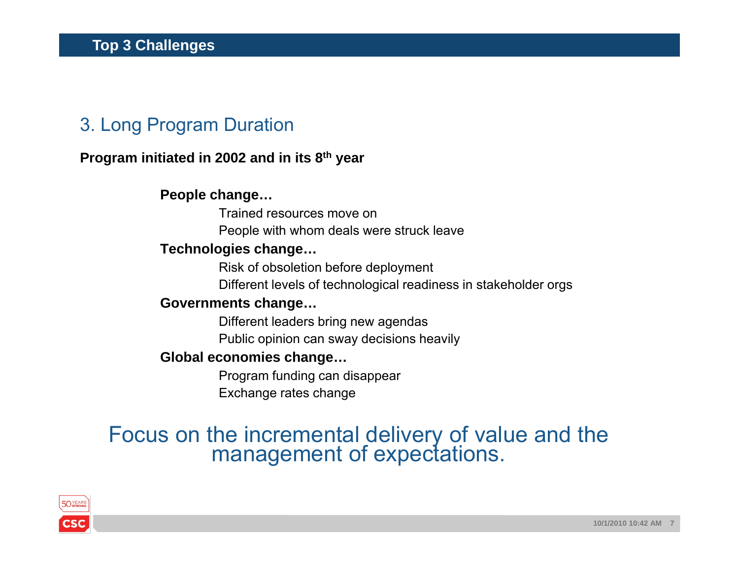# Top 3 Challenges

## 3. Long Program Duration

**Program initiated in 2002 and in its 8th year**

**People change…**

- Trained resources move on
- People with whom deals were struck leave

**Technologies change…**

- Risk of obsoletion before deployment
- Different levels of technological readiness in stakeholder orgs

**Governments change…**

- Different leaders bring new agendas
- Public opinion can sway decisions heavily

**Global economies change…**

- Program funding can disappear
- Exchange rates change

Focus on the incremental delivery of value and the management of expectations.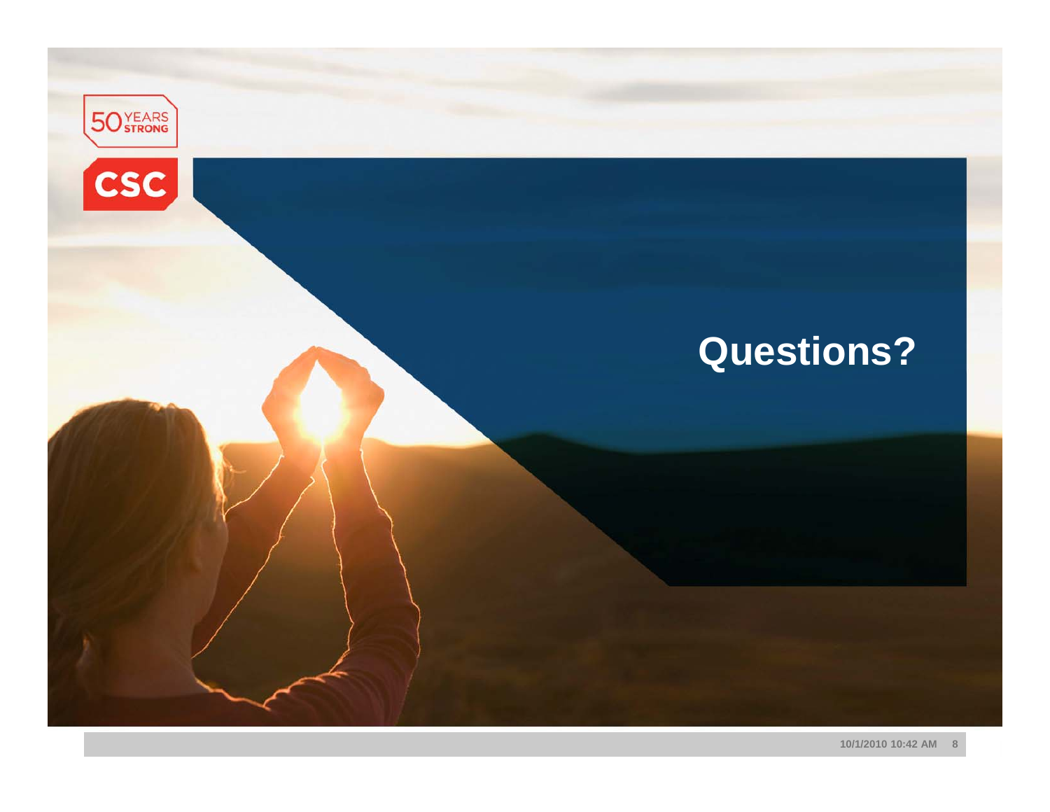50 YEARS STRONG

CSC

# Questions?